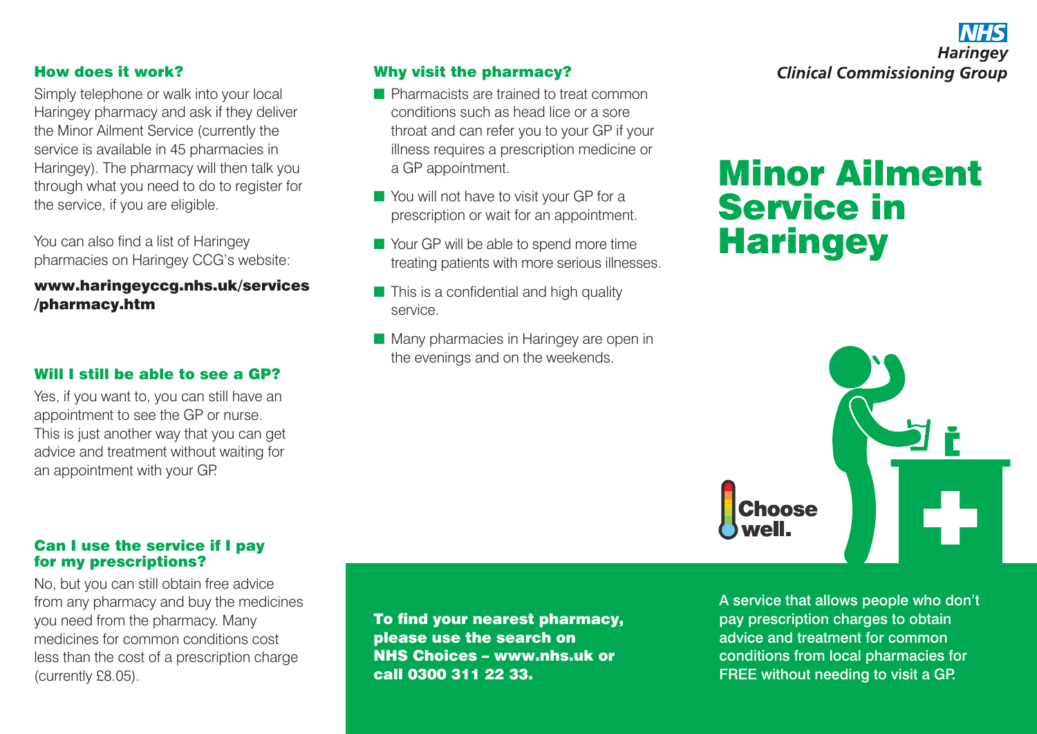## How does it work?

Simply telephone or walk into your local Haringey pharmacy and ask if they deliver the Minor Ailment Service (currently the service is available in 45 pharmacies in Haringey). The pharmacy will then talk you through what you need to do to register for the service, if you are eligible.

You can also find a list of Haringey pharmacies on Haringey CCG's website:

**www.haringeyccg.nhs.uk/services/pharmacy.htm**

## Will I still be able to see a GP?

Yes, if you want to, you can still have an appointment to see the GP or nurse. This is just another way that you can get advice and treatment without waiting for an appointment with your GP.

## Can I use the service if I pay for my prescriptions?

No, but you can still obtain free advice from any pharmacy and buy the medicines you need from the pharmacy. Many medicines for common conditions cost less than the cost of a prescription charge (currently £8.05).

## Why visit the pharmacy?

- Pharmacists are trained to treat common conditions such as head lice or a sore throat and can refer you to your GP if your illness requires a prescription medicine or a GP appointment.
- You will not have to visit your GP for a prescription or wait for an appointment.
- Your GP will be able to spend more time treating patients with more serious illnesses.
- This is a confidential and high quality service.
- Many pharmacies in Haringey are open in the evenings and on the weekends.

**To find your nearest pharmacy, please use the search on NHS Choices – www.nhs.uk or call 0300 311 22 33.**

NHS
Haringey
Clinical Commissioning Group

# Minor Ailment Service in Haringey

Choose well.

A service that allows people who don't pay prescription charges to obtain advice and treatment for common conditions from local pharmacies for FREE without needing to visit a GP.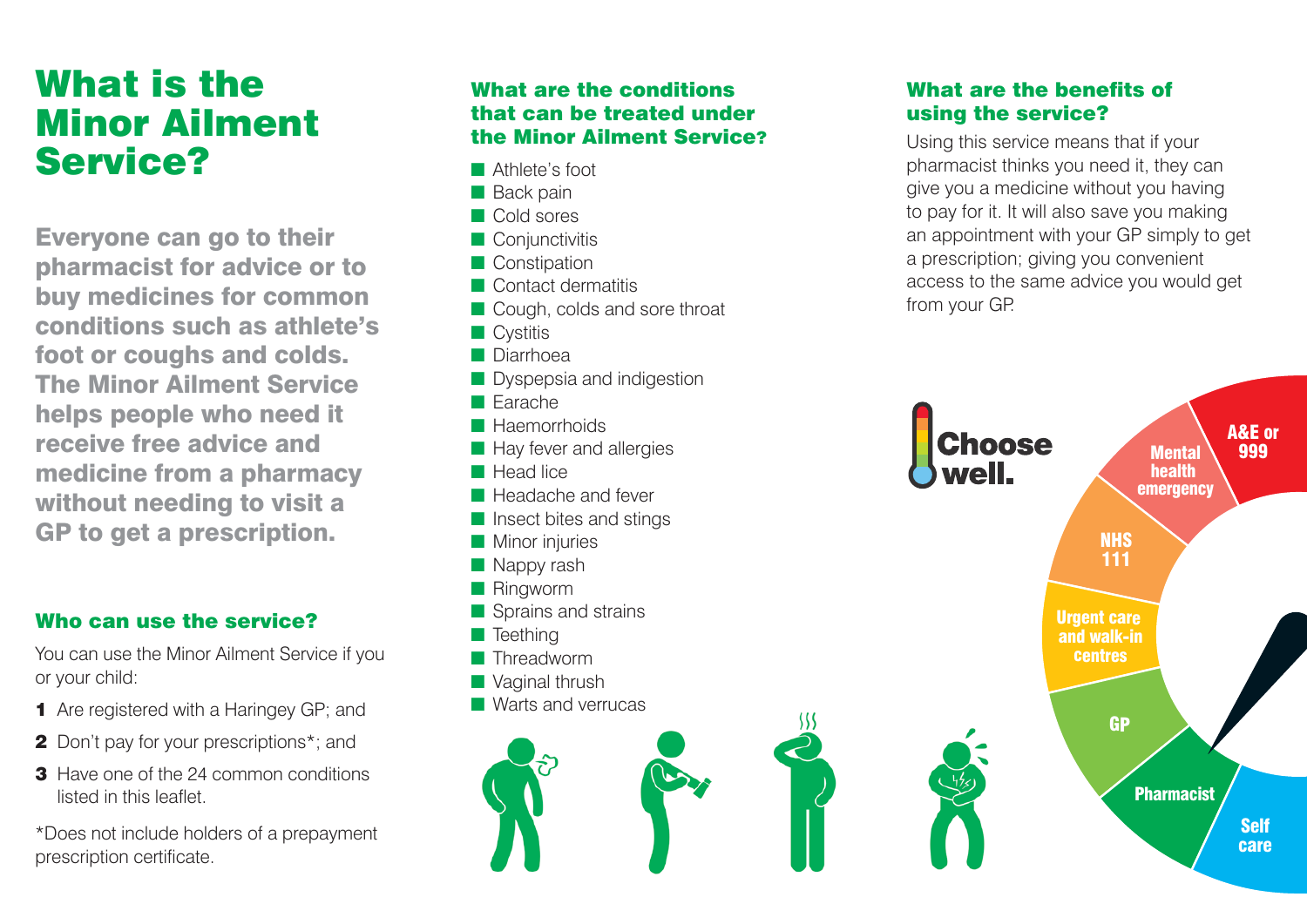# What is the Minor Ailment Service?

**Everyone can go to their pharmacist for advice or to buy medicines for common conditions such as athlete's foot or coughs and colds. The Minor Ailment Service helps people who need it receive free advice and medicine from a pharmacy without needing to visit a GP to get a prescription.**

## Who can use the service?

You can use the Minor Ailment Service if you or your child:

1. Are registered with a Haringey GP; and
2. Don't pay for your prescriptions*; and
3. Have one of the 24 common conditions listed in this leaflet.

*Does not include holders of a prepayment prescription certificate.

## What are the conditions that can be treated under the Minor Ailment Service?

- Athlete's foot
- Back pain
- Cold sores
- Conjunctivitis
- Constipation
- Contact dermatitis
- Cough, colds and sore throat
- Cystitis
- Diarrhoea
- Dyspepsia and indigestion
- Earache
- Haemorrhoids
- Hay fever and allergies
- Head lice
- Headache and fever
- Insect bites and stings
- Minor injuries
- Nappy rash
- Ringworm
- Sprains and strains
- Teething
- Threadworm
- Vaginal thrush
- Warts and verrucas

## What are the benefits of using the service?

Using this service means that if your pharmacist thinks you need it, they can give you a medicine without you having to pay for it. It will also save you making an appointment with your GP simply to get a prescription; giving you convenient access to the same advice you would get from your GP.

Choose well.

A&E or 999
Mental health emergency
NHS 111
Urgent care and walk-in centres
GP
Pharmacist
Self care